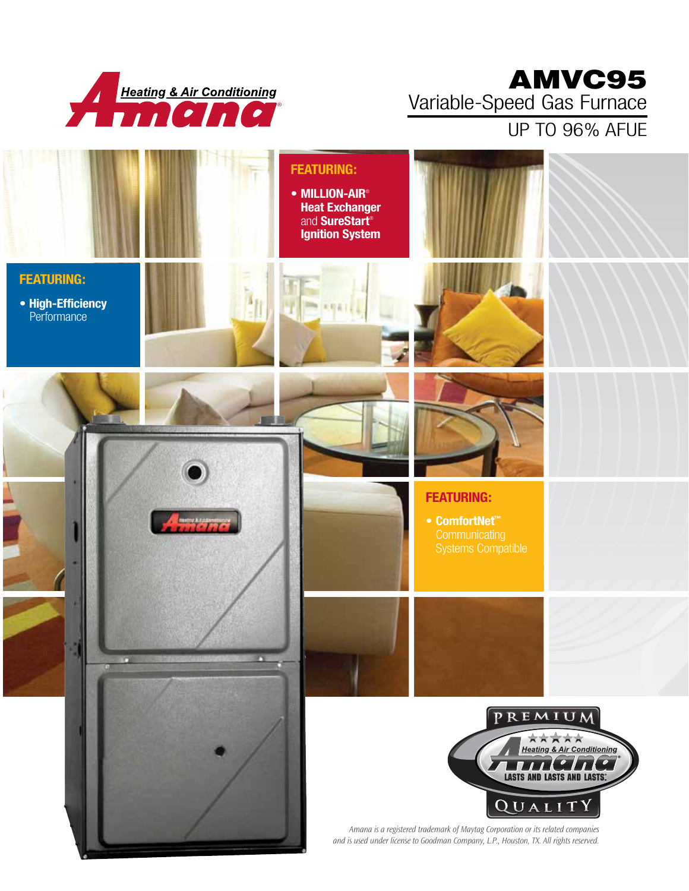Amana Heating & Air Conditioning

# AMVC95

## Variable-Speed Gas Furnace

UP TO 96% AFUE

**FEATURING:**

- **MILLION-AIR® Heat Exchanger** and **SureStart® Ignition System**

**FEATURING:**

- **High-Efficiency** Performance

**FEATURING:**

- **ComfortNet™** Communicating Systems Compatible

PREMIUM QUALITY — Amana Heating & Air Conditioning — LASTS AND LASTS AND LASTS.™

*Amana is a registered trademark of Maytag Corporation or its related companies and is used under license to Goodman Company, L.P., Houston, TX. All rights reserved.*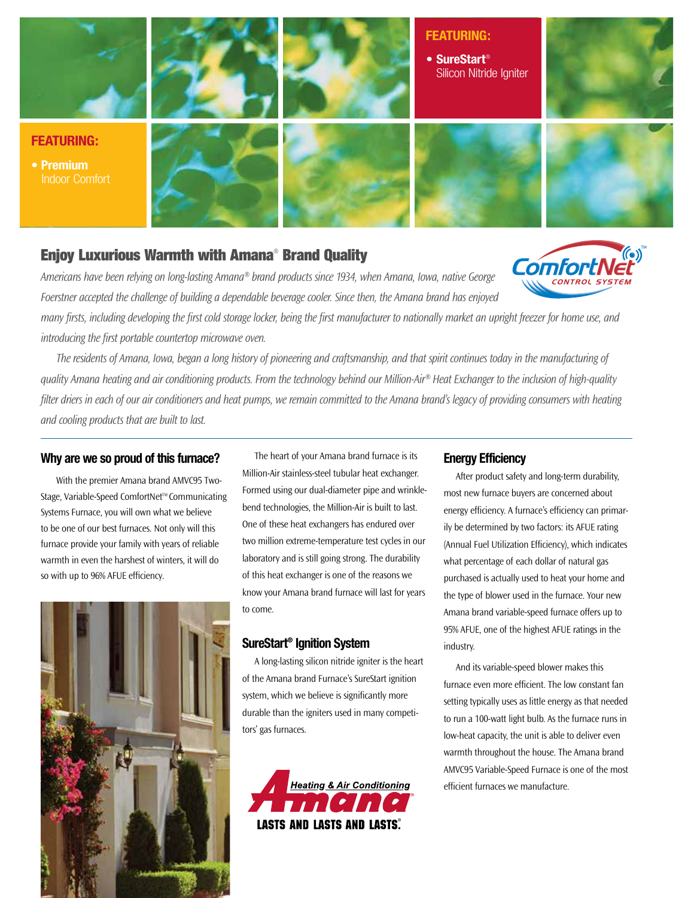**FEATURING:**

- **SureStart®** Silicon Nitride Igniter

**FEATURING:**

- **Premium** Indoor Comfort

## Enjoy Luxurious Warmth with Amana® Brand Quality

ComfortNet™ CONTROL SYSTEM

*Americans have been relying on long-lasting Amana® brand products since 1934, when Amana, Iowa, native George Foerstner accepted the challenge of building a dependable beverage cooler. Since then, the Amana brand has enjoyed many firsts, including developing the first cold storage locker, being the first manufacturer to nationally market an upright freezer for home use, and introducing the first portable countertop microwave oven.*

*The residents of Amana, Iowa, began a long history of pioneering and craftsmanship, and that spirit continues today in the manufacturing of quality Amana heating and air conditioning products. From the technology behind our Million-Air® Heat Exchanger to the inclusion of high-quality filter driers in each of our air conditioners and heat pumps, we remain committed to the Amana brand's legacy of providing consumers with heating and cooling products that are built to last.*

### Why are we so proud of this furnace?

With the premier Amana brand AMVC95 Two-Stage, Variable-Speed ComfortNet™ Communicating Systems Furnace, you will own what we believe to be one of our best furnaces. Not only will this furnace provide your family with years of reliable warmth in even the harshest of winters, it will do so with up to 96% AFUE efficiency.

The heart of your Amana brand furnace is its Million-Air stainless-steel tubular heat exchanger. Formed using our dual-diameter pipe and wrinkle-bend technologies, the Million-Air is built to last. One of these heat exchangers has endured over two million extreme-temperature test cycles in our laboratory and is still going strong. The durability of this heat exchanger is one of the reasons we know your Amana brand furnace will last for years to come.

### SureStart® Ignition System

A long-lasting silicon nitride igniter is the heart of the Amana brand Furnace's SureStart ignition system, which we believe is significantly more durable than the igniters used in many competitors' gas furnaces.

Amana® Heating & Air Conditioning
LASTS AND LASTS AND LASTS.®

### Energy Efficiency

After product safety and long-term durability, most new furnace buyers are concerned about energy efficiency. A furnace's efficiency can primarily be determined by two factors: its AFUE rating (Annual Fuel Utilization Efficiency), which indicates what percentage of each dollar of natural gas purchased is actually used to heat your home and the type of blower used in the furnace. Your new Amana brand variable-speed furnace offers up to 95% AFUE, one of the highest AFUE ratings in the industry.

And its variable-speed blower makes this furnace even more efficient. The low constant fan setting typically uses as little energy as that needed to run a 100-watt light bulb. As the furnace runs in low-heat capacity, the unit is able to deliver even warmth throughout the house. The Amana brand AMVC95 Variable-Speed Furnace is one of the most efficient furnaces we manufacture.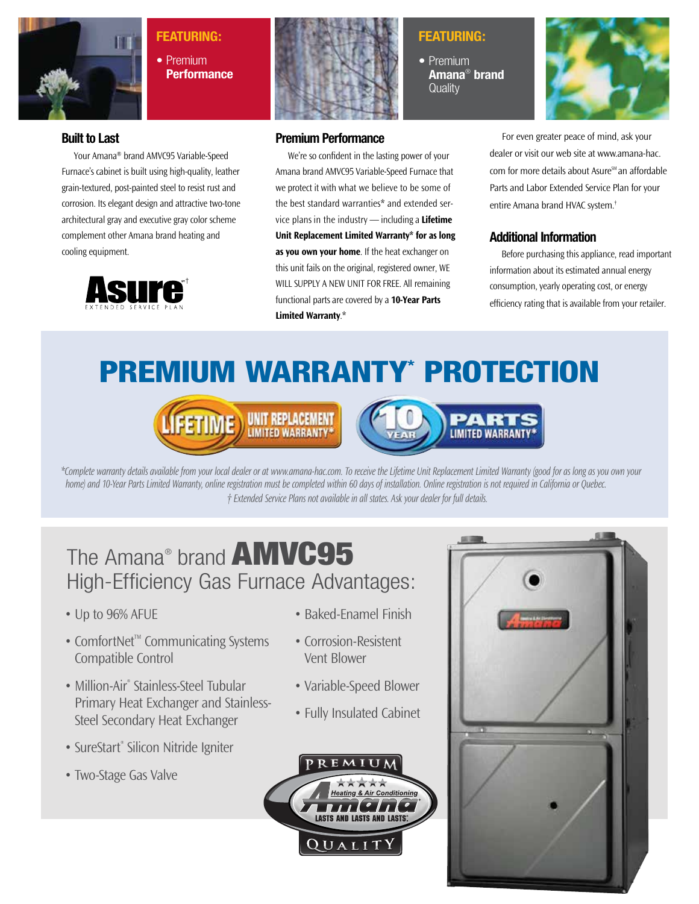**FEATURING:**

- Premium **Performance**

**FEATURING:**

- Premium **Amana® brand** Quality

## Built to Last

Your Amana® brand AMVC95 Variable-Speed Furnace's cabinet is built using high-quality, leather grain-textured, post-painted steel to resist rust and corrosion. Its elegant design and attractive two-tone architectural gray and executive gray color scheme complement other Amana brand heating and cooling equipment.

Asure℠† EXTENDED SERVICE PLAN

## Premium Performance

We're so confident in the lasting power of your Amana brand AMVC95 Variable-Speed Furnace that we protect it with what we believe to be some of the best standard warranties* and extended service plans in the industry — including a **Lifetime Unit Replacement Limited Warranty* for as long as you own your home**. If the heat exchanger on this unit fails on the original, registered owner, WE WILL SUPPLY A NEW UNIT FOR FREE. All remaining functional parts are covered by a **10-Year Parts Limited Warranty**.*

For even greater peace of mind, ask your dealer or visit our web site at www.amana-hac.com for more details about Asure℠ an affordable Parts and Labor Extended Service Plan for your entire Amana brand HVAC system.†

## Additional Information

Before purchasing this appliance, read important information about its estimated annual energy consumption, yearly operating cost, or energy efficiency rating that is available from your retailer.

# PREMIUM WARRANTY* PROTECTION

LIFETIME UNIT REPLACEMENT LIMITED WARRANTY*

10 YEAR PARTS LIMITED WARRANTY*

*\*Complete warranty details available from your local dealer or at www.amana-hac.com. To receive the Lifetime Unit Replacement Limited Warranty (good for as long as you own your home) and 10-Year Parts Limited Warranty, online registration must be completed within 60 days of installation. Online registration is not required in California or Quebec.*

*† Extended Service Plans not available in all states. Ask your dealer for full details.*

## The Amana® brand **AMVC95** High-Efficiency Gas Furnace Advantages:

- Up to 96% AFUE
- ComfortNet™ Communicating Systems Compatible Control
- Million-Air® Stainless-Steel Tubular Primary Heat Exchanger and Stainless-Steel Secondary Heat Exchanger
- SureStart® Silicon Nitride Igniter
- Two-Stage Gas Valve
- Baked-Enamel Finish
- Corrosion-Resistent Vent Blower
- Variable-Speed Blower
- Fully Insulated Cabinet

PREMIUM Amana Heating & Air Conditioning LASTS AND LASTS AND LASTS.® QUALITY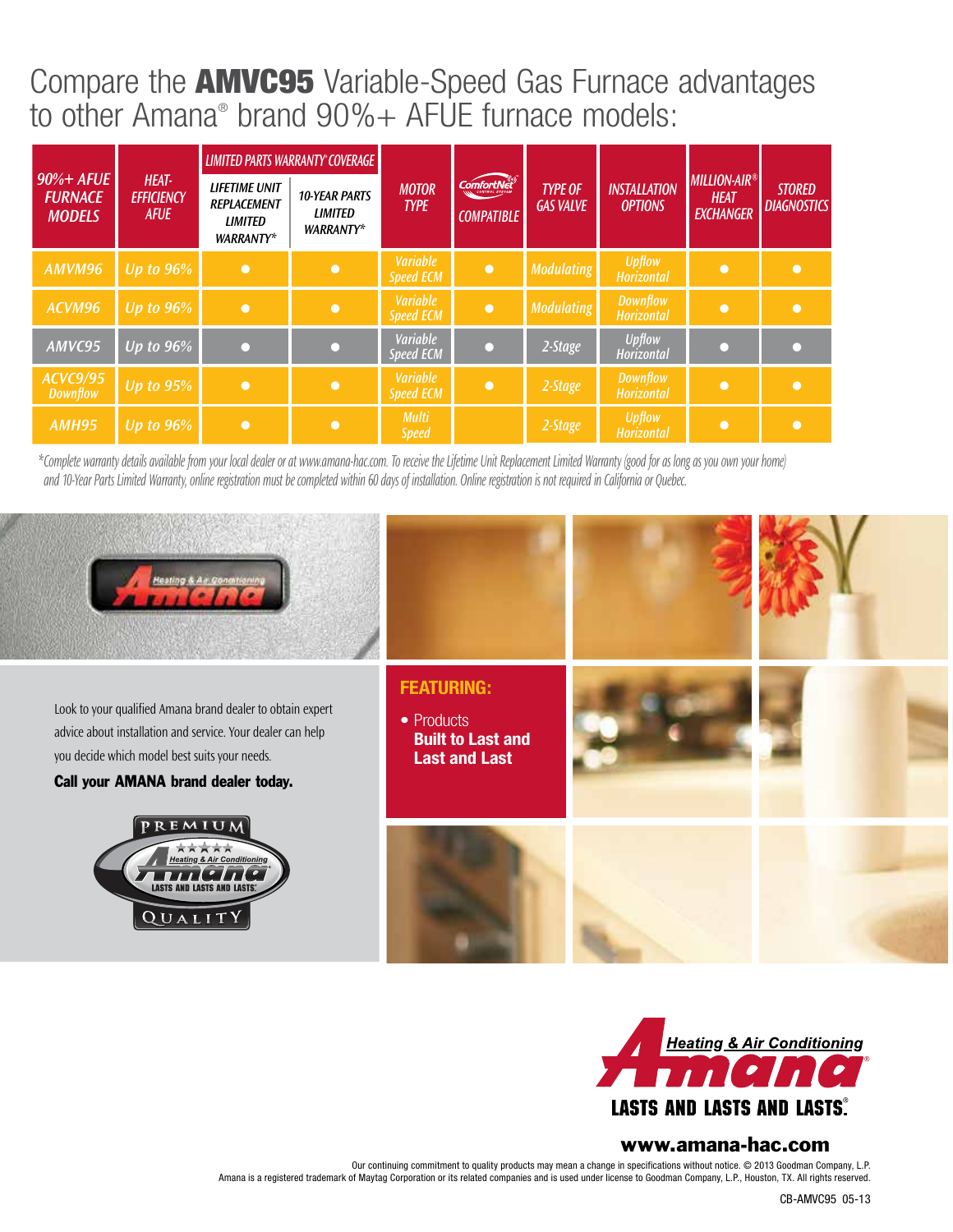# Compare the **AMVC95** Variable-Speed Gas Furnace advantages to other Amana® brand 90%+ AFUE furnace models:

| 90%+ AFUE FURNACE MODELS | HEAT-EFFICIENCY AFUE | LIMITED PARTS WARRANTY* COVERAGE | | MOTOR TYPE | ComfortNet COMPATIBLE | TYPE OF GAS VALVE | INSTALLATION OPTIONS | MILLION-AIR® HEAT EXCHANGER | STORED DIAGNOSTICS |
|---|---|---|---|---|---|---|---|---|---|
| | | LIFETIME UNIT REPLACEMENT LIMITED WARRANTY* | 10-YEAR PARTS LIMITED WARRANTY* | | | | | | |
| AMVM96 | Up to 96% | ● | ● | Variable Speed ECM | ● | Modulating | Upflow Horizontal | ● | ● |
| ACVM96 | Up to 96% | ● | ● | Variable Speed ECM | ● | Modulating | Downflow Horizontal | ● | ● |
| AMVC95 | Up to 96% | ● | ● | Variable Speed ECM | ● | 2-Stage | Upflow Horizontal | ● | ● |
| ACVC9/95 Downflow | Up to 95% | ● | ● | Variable Speed ECM | ● | 2-Stage | Downflow Horizontal | ● | ● |
| AMH95 | Up to 96% | ● | ● | Multi Speed | | 2-Stage | Upflow Horizontal | ● | ● |

*Complete warranty details available from your local dealer or at www.amana-hac.com. To receive the Lifetime Unit Replacement Limited Warranty (good for as long as you own your home) and 10-Year Parts Limited Warranty, online registration must be completed within 60 days of installation. Online registration is not required in California or Quebec.

Look to your qualified Amana brand dealer to obtain expert advice about installation and service. Your dealer can help you decide which model best suits your needs.

**Call your AMANA brand dealer today.**

PREMIUM
Heating & Air Conditioning
Amana
LASTS AND LASTS AND LASTS.
QUALITY

**FEATURING:**

- Products **Built to Last and Last and Last**

Heating & Air Conditioning
Amana®
LASTS AND LASTS AND LASTS.®

**www.amana-hac.com**

Our continuing commitment to quality products may mean a change in specifications without notice. © 2013 Goodman Company, L.P.
Amana is a registered trademark of Maytag Corporation or its related companies and is used under license to Goodman Company, L.P., Houston, TX. All rights reserved.

CB-AMVC95 05-13